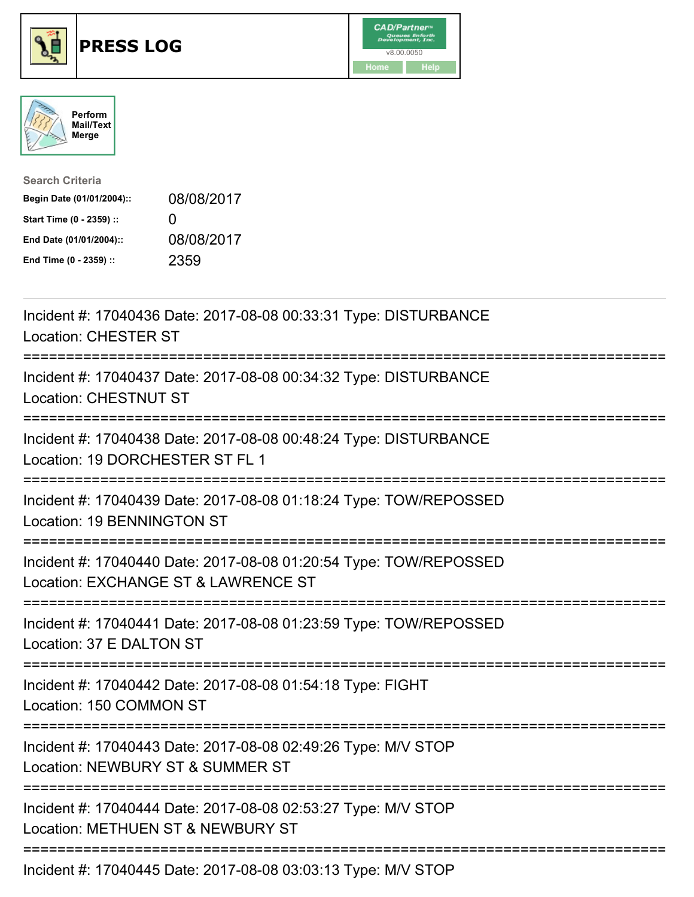# PRESS LOG

CAD/Partner
v8.00.0050
Home Help

Perform Mail/Text Merge

**Search Criteria**

| | |
|---|---|
| **Begin Date (01/01/2004)::** | 08/08/2017 |
| **Start Time (0 - 2359) ::** | 0 |
| **End Date (01/01/2004)::** | 08/08/2017 |
| **End Time (0 - 2359) ::** | 2359 |

---

Incident #: 17040436 Date: 2017-08-08 00:33:31 Type: DISTURBANCE
Location: CHESTER ST

===========================================================================

Incident #: 17040437 Date: 2017-08-08 00:34:32 Type: DISTURBANCE
Location: CHESTNUT ST

===========================================================================

Incident #: 17040438 Date: 2017-08-08 00:48:24 Type: DISTURBANCE
Location: 19 DORCHESTER ST FL 1

===========================================================================

Incident #: 17040439 Date: 2017-08-08 01:18:24 Type: TOW/REPOSSED
Location: 19 BENNINGTON ST

===========================================================================

Incident #: 17040440 Date: 2017-08-08 01:20:54 Type: TOW/REPOSSED
Location: EXCHANGE ST & LAWRENCE ST

===========================================================================

Incident #: 17040441 Date: 2017-08-08 01:23:59 Type: TOW/REPOSSED
Location: 37 E DALTON ST

===========================================================================

Incident #: 17040442 Date: 2017-08-08 01:54:18 Type: FIGHT
Location: 150 COMMON ST

===========================================================================

Incident #: 17040443 Date: 2017-08-08 02:49:26 Type: M/V STOP
Location: NEWBURY ST & SUMMER ST

===========================================================================

Incident #: 17040444 Date: 2017-08-08 02:53:27 Type: M/V STOP
Location: METHUEN ST & NEWBURY ST

===========================================================================

Incident #: 17040445 Date: 2017-08-08 03:03:13 Type: M/V STOP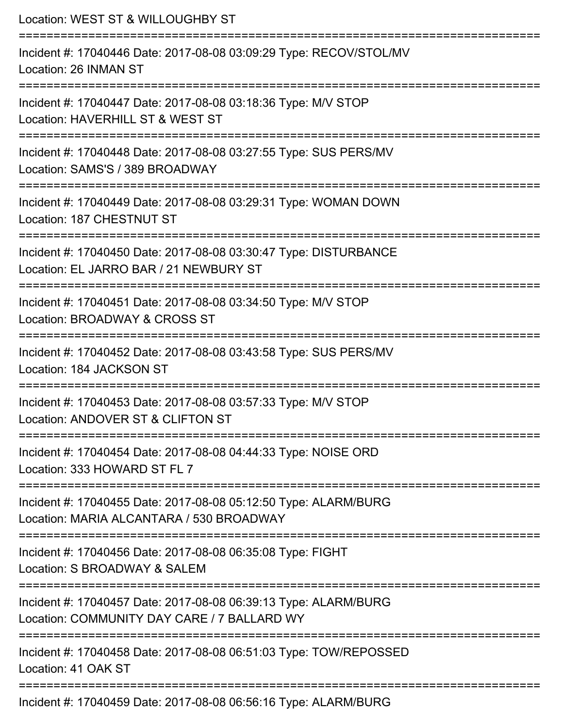Location: WEST ST & WILLOUGHBY ST

===========================================================================

Incident #: 17040446 Date: 2017-08-08 03:09:29 Type: RECOV/STOL/MV
Location: 26 INMAN ST

===========================================================================

Incident #: 17040447 Date: 2017-08-08 03:18:36 Type: M/V STOP
Location: HAVERHILL ST & WEST ST

===========================================================================

Incident #: 17040448 Date: 2017-08-08 03:27:55 Type: SUS PERS/MV
Location: SAMS'S / 389 BROADWAY

===========================================================================

Incident #: 17040449 Date: 2017-08-08 03:29:31 Type: WOMAN DOWN
Location: 187 CHESTNUT ST

===========================================================================

Incident #: 17040450 Date: 2017-08-08 03:30:47 Type: DISTURBANCE
Location: EL JARRO BAR / 21 NEWBURY ST

===========================================================================

Incident #: 17040451 Date: 2017-08-08 03:34:50 Type: M/V STOP
Location: BROADWAY & CROSS ST

===========================================================================

Incident #: 17040452 Date: 2017-08-08 03:43:58 Type: SUS PERS/MV
Location: 184 JACKSON ST

===========================================================================

Incident #: 17040453 Date: 2017-08-08 03:57:33 Type: M/V STOP
Location: ANDOVER ST & CLIFTON ST

===========================================================================

Incident #: 17040454 Date: 2017-08-08 04:44:33 Type: NOISE ORD
Location: 333 HOWARD ST FL 7

===========================================================================

Incident #: 17040455 Date: 2017-08-08 05:12:50 Type: ALARM/BURG
Location: MARIA ALCANTARA / 530 BROADWAY

===========================================================================

Incident #: 17040456 Date: 2017-08-08 06:35:08 Type: FIGHT
Location: S BROADWAY & SALEM

===========================================================================

Incident #: 17040457 Date: 2017-08-08 06:39:13 Type: ALARM/BURG
Location: COMMUNITY DAY CARE / 7 BALLARD WY

===========================================================================

Incident #: 17040458 Date: 2017-08-08 06:51:03 Type: TOW/REPOSSED
Location: 41 OAK ST

===========================================================================

Incident #: 17040459 Date: 2017-08-08 06:56:16 Type: ALARM/BURG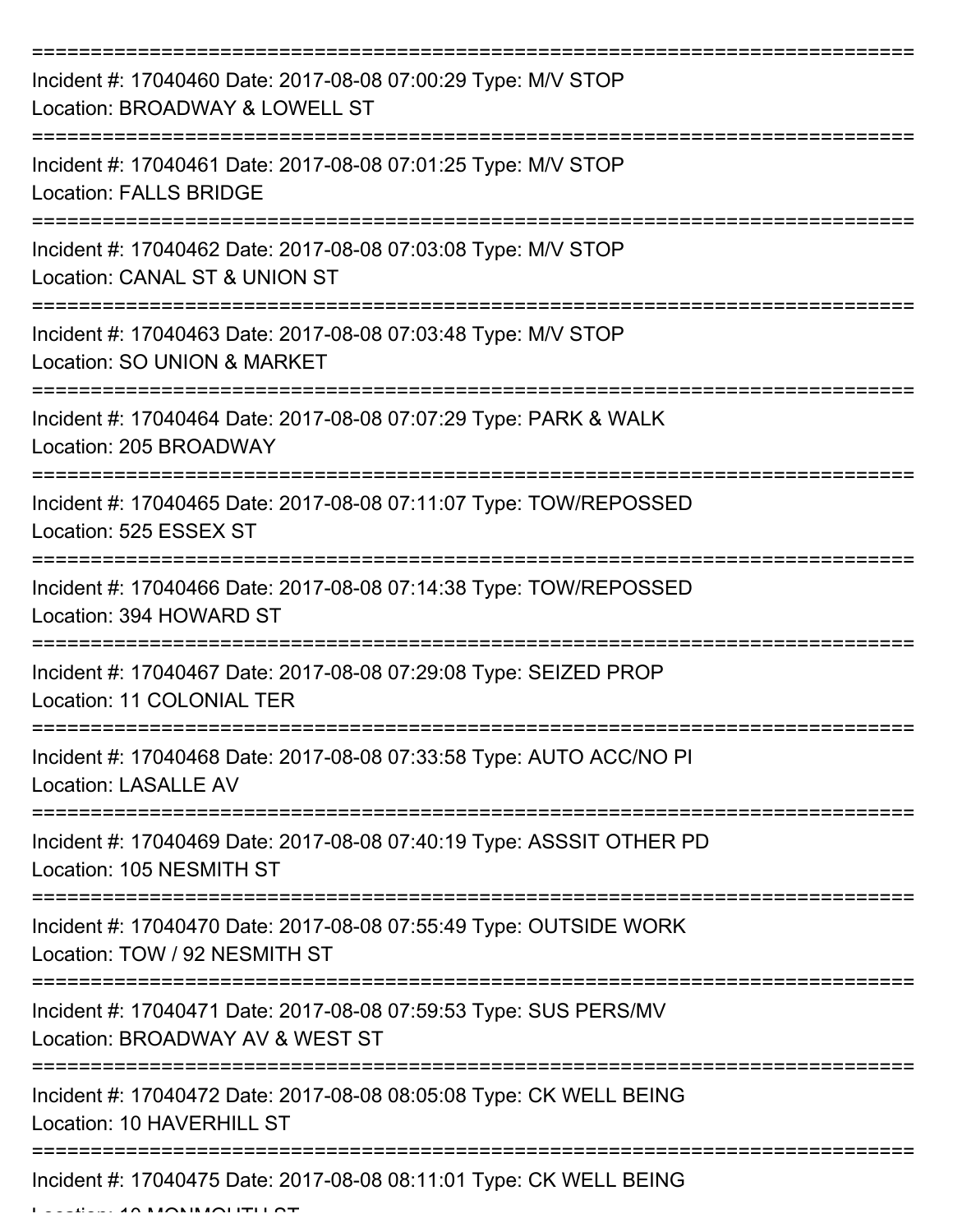===========================================================================

Incident #: 17040460 Date: 2017-08-08 07:00:29 Type: M/V STOP
Location: BROADWAY & LOWELL ST

===========================================================================

Incident #: 17040461 Date: 2017-08-08 07:01:25 Type: M/V STOP
Location: FALLS BRIDGE

===========================================================================

Incident #: 17040462 Date: 2017-08-08 07:03:08 Type: M/V STOP
Location: CANAL ST & UNION ST

===========================================================================

Incident #: 17040463 Date: 2017-08-08 07:03:48 Type: M/V STOP
Location: SO UNION & MARKET

===========================================================================

Incident #: 17040464 Date: 2017-08-08 07:07:29 Type: PARK & WALK
Location: 205 BROADWAY

===========================================================================

Incident #: 17040465 Date: 2017-08-08 07:11:07 Type: TOW/REPOSSED
Location: 525 ESSEX ST

===========================================================================

Incident #: 17040466 Date: 2017-08-08 07:14:38 Type: TOW/REPOSSED
Location: 394 HOWARD ST

===========================================================================

Incident #: 17040467 Date: 2017-08-08 07:29:08 Type: SEIZED PROP
Location: 11 COLONIAL TER

===========================================================================

Incident #: 17040468 Date: 2017-08-08 07:33:58 Type: AUTO ACC/NO PI
Location: LASALLE AV

===========================================================================

Incident #: 17040469 Date: 2017-08-08 07:40:19 Type: ASSSIT OTHER PD
Location: 105 NESMITH ST

===========================================================================

Incident #: 17040470 Date: 2017-08-08 07:55:49 Type: OUTSIDE WORK
Location: TOW / 92 NESMITH ST

===========================================================================

Incident #: 17040471 Date: 2017-08-08 07:59:53 Type: SUS PERS/MV
Location: BROADWAY AV & WEST ST

===========================================================================

Incident #: 17040472 Date: 2017-08-08 08:05:08 Type: CK WELL BEING
Location: 10 HAVERHILL ST

===========================================================================

Incident #: 17040475 Date: 2017-08-08 08:11:01 Type: CK WELL BEING
Location: 10 MONMOUTH ST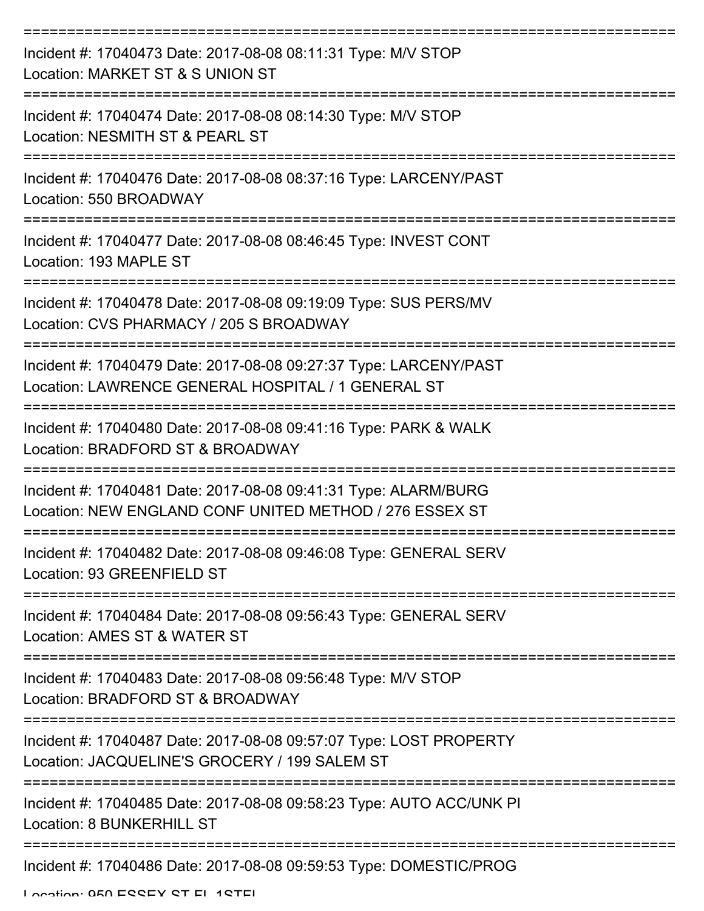===========================================================================

Incident #: 17040473 Date: 2017-08-08 08:11:31 Type: M/V STOP
Location: MARKET ST & S UNION ST

===========================================================================

Incident #: 17040474 Date: 2017-08-08 08:14:30 Type: M/V STOP
Location: NESMITH ST & PEARL ST

===========================================================================

Incident #: 17040476 Date: 2017-08-08 08:37:16 Type: LARCENY/PAST
Location: 550 BROADWAY

===========================================================================

Incident #: 17040477 Date: 2017-08-08 08:46:45 Type: INVEST CONT
Location: 193 MAPLE ST

===========================================================================

Incident #: 17040478 Date: 2017-08-08 09:19:09 Type: SUS PERS/MV
Location: CVS PHARMACY / 205 S BROADWAY

===========================================================================

Incident #: 17040479 Date: 2017-08-08 09:27:37 Type: LARCENY/PAST
Location: LAWRENCE GENERAL HOSPITAL / 1 GENERAL ST

===========================================================================

Incident #: 17040480 Date: 2017-08-08 09:41:16 Type: PARK & WALK
Location: BRADFORD ST & BROADWAY

===========================================================================

Incident #: 17040481 Date: 2017-08-08 09:41:31 Type: ALARM/BURG
Location: NEW ENGLAND CONF UNITED METHOD / 276 ESSEX ST

===========================================================================

Incident #: 17040482 Date: 2017-08-08 09:46:08 Type: GENERAL SERV
Location: 93 GREENFIELD ST

===========================================================================

Incident #: 17040484 Date: 2017-08-08 09:56:43 Type: GENERAL SERV
Location: AMES ST & WATER ST

===========================================================================

Incident #: 17040483 Date: 2017-08-08 09:56:48 Type: M/V STOP
Location: BRADFORD ST & BROADWAY

===========================================================================

Incident #: 17040487 Date: 2017-08-08 09:57:07 Type: LOST PROPERTY
Location: JACQUELINE'S GROCERY / 199 SALEM ST

===========================================================================

Incident #: 17040485 Date: 2017-08-08 09:58:23 Type: AUTO ACC/UNK PI
Location: 8 BUNKERHILL ST

===========================================================================

Incident #: 17040486 Date: 2017-08-08 09:59:53 Type: DOMESTIC/PROG
Location: 950 ESSEX ST FL 1STFL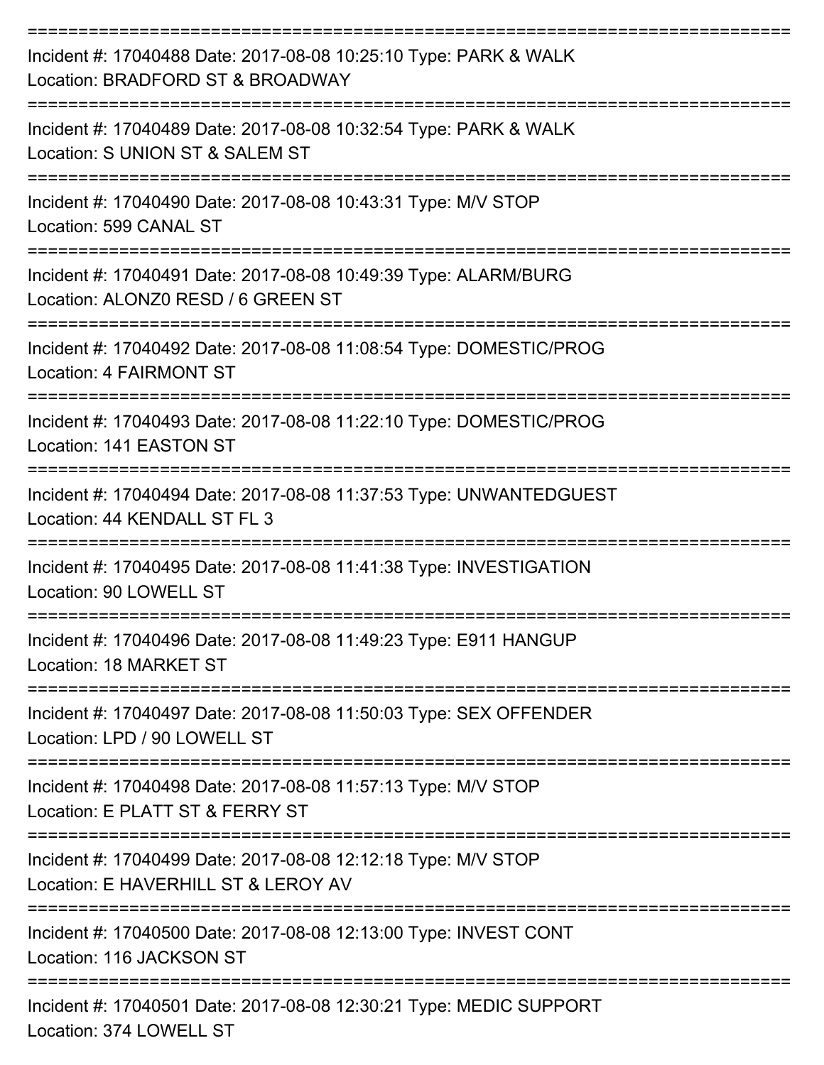===========================================================================

Incident #: 17040488 Date: 2017-08-08 10:25:10 Type: PARK & WALK
Location: BRADFORD ST & BROADWAY

===========================================================================

Incident #: 17040489 Date: 2017-08-08 10:32:54 Type: PARK & WALK
Location: S UNION ST & SALEM ST

===========================================================================

Incident #: 17040490 Date: 2017-08-08 10:43:31 Type: M/V STOP
Location: 599 CANAL ST

===========================================================================

Incident #: 17040491 Date: 2017-08-08 10:49:39 Type: ALARM/BURG
Location: ALONZ0 RESD / 6 GREEN ST

===========================================================================

Incident #: 17040492 Date: 2017-08-08 11:08:54 Type: DOMESTIC/PROG
Location: 4 FAIRMONT ST

===========================================================================

Incident #: 17040493 Date: 2017-08-08 11:22:10 Type: DOMESTIC/PROG
Location: 141 EASTON ST

===========================================================================

Incident #: 17040494 Date: 2017-08-08 11:37:53 Type: UNWANTEDGUEST
Location: 44 KENDALL ST FL 3

===========================================================================

Incident #: 17040495 Date: 2017-08-08 11:41:38 Type: INVESTIGATION
Location: 90 LOWELL ST

===========================================================================

Incident #: 17040496 Date: 2017-08-08 11:49:23 Type: E911 HANGUP
Location: 18 MARKET ST

===========================================================================

Incident #: 17040497 Date: 2017-08-08 11:50:03 Type: SEX OFFENDER
Location: LPD / 90 LOWELL ST

===========================================================================

Incident #: 17040498 Date: 2017-08-08 11:57:13 Type: M/V STOP
Location: E PLATT ST & FERRY ST

===========================================================================

Incident #: 17040499 Date: 2017-08-08 12:12:18 Type: M/V STOP
Location: E HAVERHILL ST & LEROY AV

===========================================================================

Incident #: 17040500 Date: 2017-08-08 12:13:00 Type: INVEST CONT
Location: 116 JACKSON ST

===========================================================================

Incident #: 17040501 Date: 2017-08-08 12:30:21 Type: MEDIC SUPPORT
Location: 374 LOWELL ST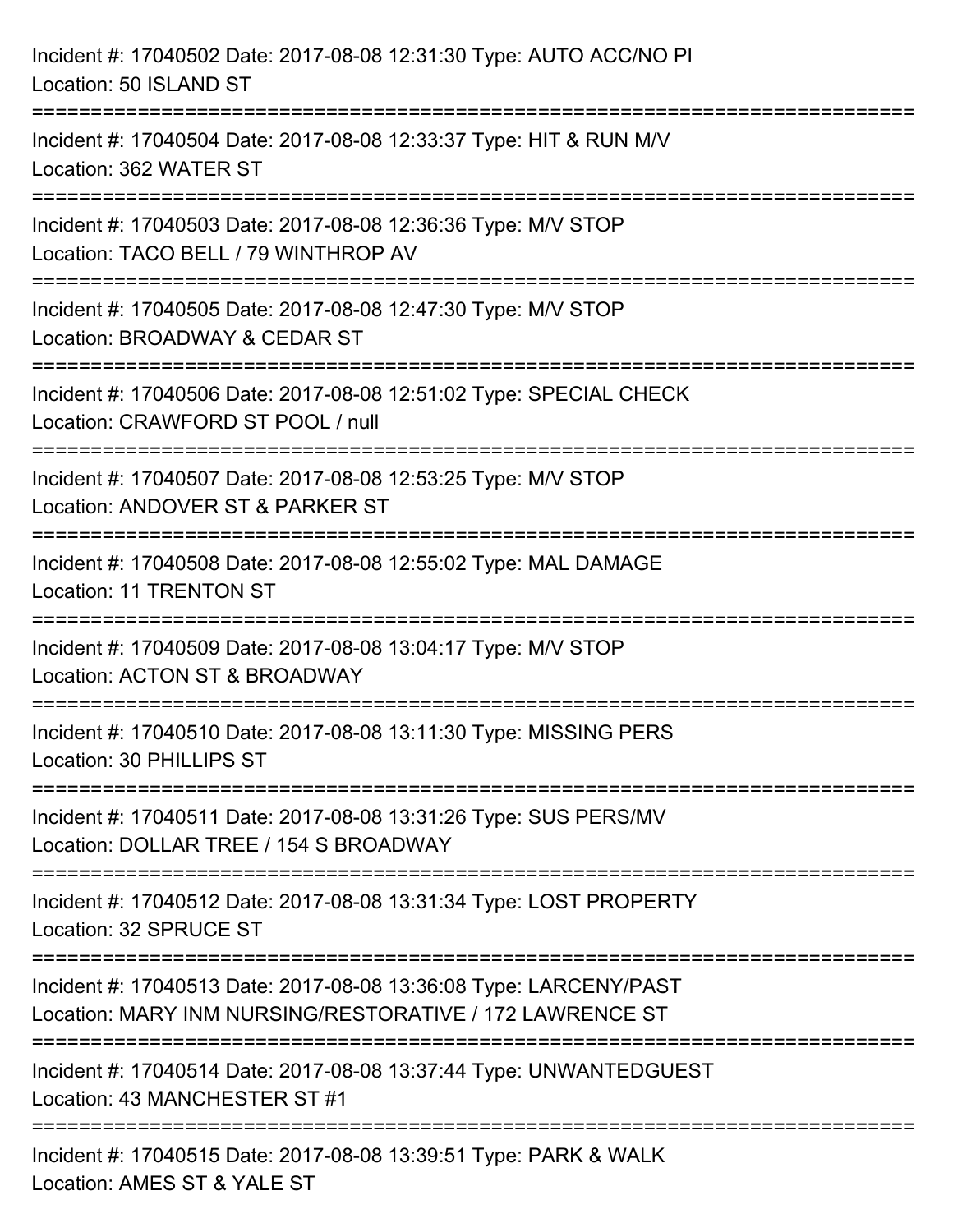Incident #: 17040502 Date: 2017-08-08 12:31:30 Type: AUTO ACC/NO PI
Location: 50 ISLAND ST

===========================================================================

Incident #: 17040504 Date: 2017-08-08 12:33:37 Type: HIT & RUN M/V
Location: 362 WATER ST

===========================================================================

Incident #: 17040503 Date: 2017-08-08 12:36:36 Type: M/V STOP
Location: TACO BELL / 79 WINTHROP AV

===========================================================================

Incident #: 17040505 Date: 2017-08-08 12:47:30 Type: M/V STOP
Location: BROADWAY & CEDAR ST

===========================================================================

Incident #: 17040506 Date: 2017-08-08 12:51:02 Type: SPECIAL CHECK
Location: CRAWFORD ST POOL / null

===========================================================================

Incident #: 17040507 Date: 2017-08-08 12:53:25 Type: M/V STOP
Location: ANDOVER ST & PARKER ST

===========================================================================

Incident #: 17040508 Date: 2017-08-08 12:55:02 Type: MAL DAMAGE
Location: 11 TRENTON ST

===========================================================================

Incident #: 17040509 Date: 2017-08-08 13:04:17 Type: M/V STOP
Location: ACTON ST & BROADWAY

===========================================================================

Incident #: 17040510 Date: 2017-08-08 13:11:30 Type: MISSING PERS
Location: 30 PHILLIPS ST

===========================================================================

Incident #: 17040511 Date: 2017-08-08 13:31:26 Type: SUS PERS/MV
Location: DOLLAR TREE / 154 S BROADWAY

===========================================================================

Incident #: 17040512 Date: 2017-08-08 13:31:34 Type: LOST PROPERTY
Location: 32 SPRUCE ST

===========================================================================

Incident #: 17040513 Date: 2017-08-08 13:36:08 Type: LARCENY/PAST
Location: MARY INM NURSING/RESTORATIVE / 172 LAWRENCE ST

===========================================================================

Incident #: 17040514 Date: 2017-08-08 13:37:44 Type: UNWANTEDGUEST
Location: 43 MANCHESTER ST #1

===========================================================================

Incident #: 17040515 Date: 2017-08-08 13:39:51 Type: PARK & WALK
Location: AMES ST & YALE ST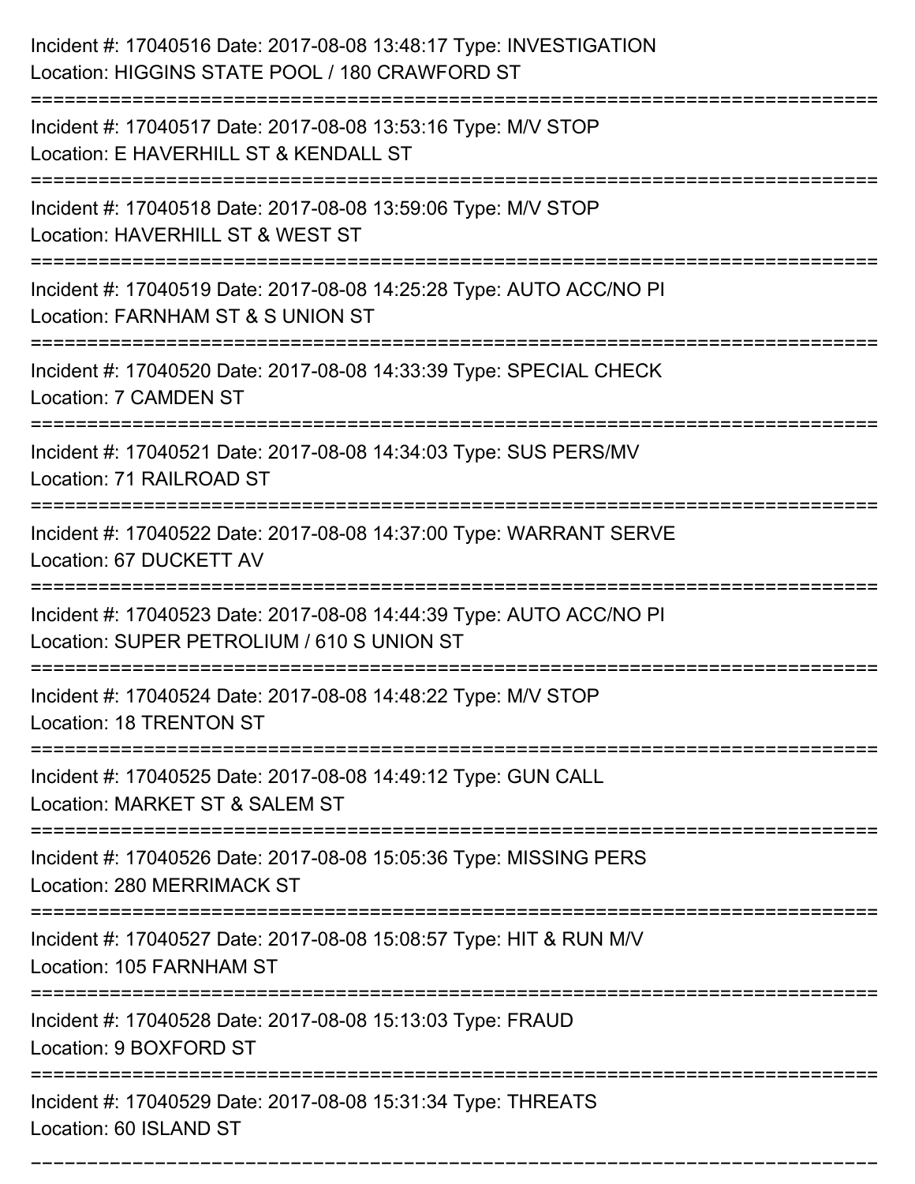Incident #: 17040516 Date: 2017-08-08 13:48:17 Type: INVESTIGATION
Location: HIGGINS STATE POOL / 180 CRAWFORD ST

===========================================================================

Incident #: 17040517 Date: 2017-08-08 13:53:16 Type: M/V STOP
Location: E HAVERHILL ST & KENDALL ST

===========================================================================

Incident #: 17040518 Date: 2017-08-08 13:59:06 Type: M/V STOP
Location: HAVERHILL ST & WEST ST

===========================================================================

Incident #: 17040519 Date: 2017-08-08 14:25:28 Type: AUTO ACC/NO PI
Location: FARNHAM ST & S UNION ST

===========================================================================

Incident #: 17040520 Date: 2017-08-08 14:33:39 Type: SPECIAL CHECK
Location: 7 CAMDEN ST

===========================================================================

Incident #: 17040521 Date: 2017-08-08 14:34:03 Type: SUS PERS/MV
Location: 71 RAILROAD ST

===========================================================================

Incident #: 17040522 Date: 2017-08-08 14:37:00 Type: WARRANT SERVE
Location: 67 DUCKETT AV

===========================================================================

Incident #: 17040523 Date: 2017-08-08 14:44:39 Type: AUTO ACC/NO PI
Location: SUPER PETROLIUM / 610 S UNION ST

===========================================================================

Incident #: 17040524 Date: 2017-08-08 14:48:22 Type: M/V STOP
Location: 18 TRENTON ST

===========================================================================

Incident #: 17040525 Date: 2017-08-08 14:49:12 Type: GUN CALL
Location: MARKET ST & SALEM ST

===========================================================================

Incident #: 17040526 Date: 2017-08-08 15:05:36 Type: MISSING PERS
Location: 280 MERRIMACK ST

===========================================================================

Incident #: 17040527 Date: 2017-08-08 15:08:57 Type: HIT & RUN M/V
Location: 105 FARNHAM ST

===========================================================================

Incident #: 17040528 Date: 2017-08-08 15:13:03 Type: FRAUD
Location: 9 BOXFORD ST

===========================================================================

Incident #: 17040529 Date: 2017-08-08 15:31:34 Type: THREATS
Location: 60 ISLAND ST

===========================================================================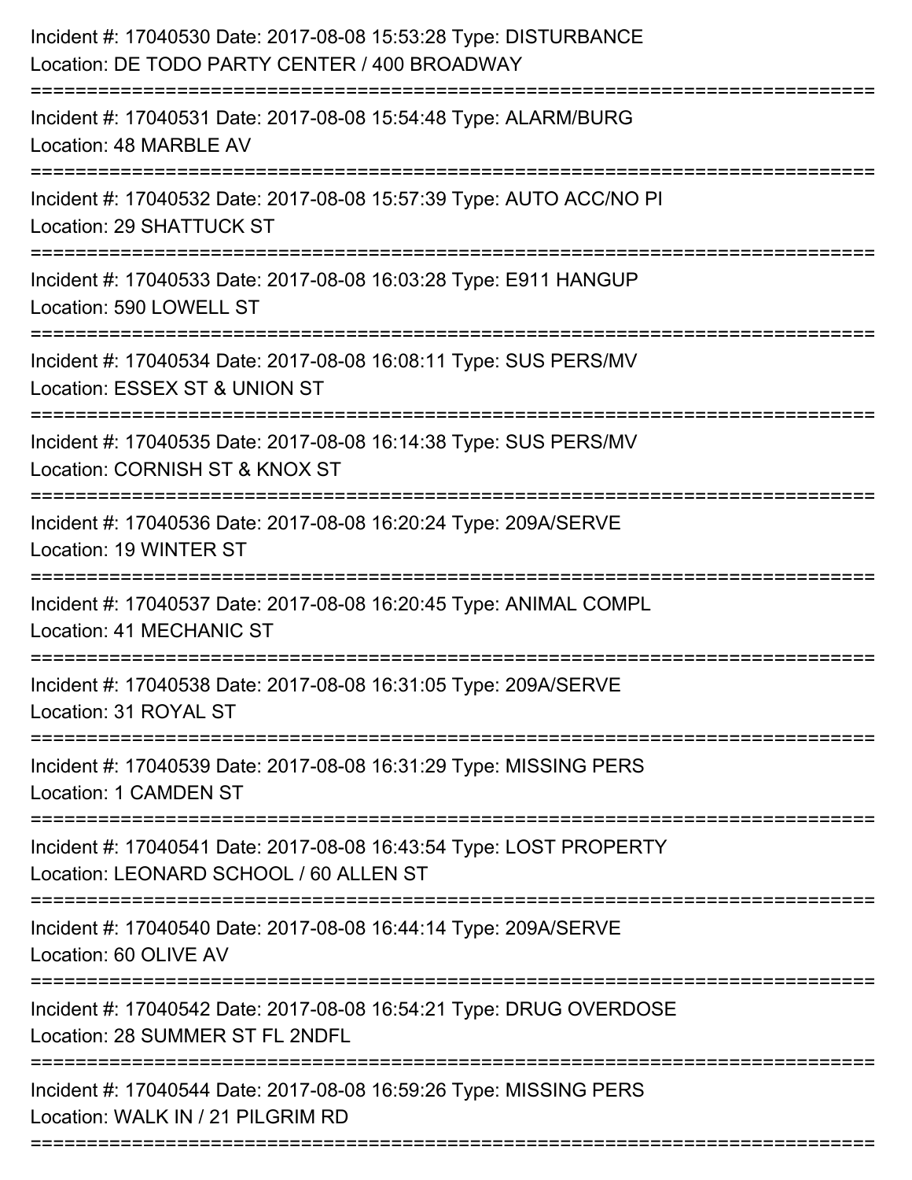Incident #: 17040530 Date: 2017-08-08 15:53:28 Type: DISTURBANCE
Location: DE TODO PARTY CENTER / 400 BROADWAY

===========================================================================

Incident #: 17040531 Date: 2017-08-08 15:54:48 Type: ALARM/BURG
Location: 48 MARBLE AV

===========================================================================

Incident #: 17040532 Date: 2017-08-08 15:57:39 Type: AUTO ACC/NO PI
Location: 29 SHATTUCK ST

===========================================================================

Incident #: 17040533 Date: 2017-08-08 16:03:28 Type: E911 HANGUP
Location: 590 LOWELL ST

===========================================================================

Incident #: 17040534 Date: 2017-08-08 16:08:11 Type: SUS PERS/MV
Location: ESSEX ST & UNION ST

===========================================================================

Incident #: 17040535 Date: 2017-08-08 16:14:38 Type: SUS PERS/MV
Location: CORNISH ST & KNOX ST

===========================================================================

Incident #: 17040536 Date: 2017-08-08 16:20:24 Type: 209A/SERVE
Location: 19 WINTER ST

===========================================================================

Incident #: 17040537 Date: 2017-08-08 16:20:45 Type: ANIMAL COMPL
Location: 41 MECHANIC ST

===========================================================================

Incident #: 17040538 Date: 2017-08-08 16:31:05 Type: 209A/SERVE
Location: 31 ROYAL ST

===========================================================================

Incident #: 17040539 Date: 2017-08-08 16:31:29 Type: MISSING PERS
Location: 1 CAMDEN ST

===========================================================================

Incident #: 17040541 Date: 2017-08-08 16:43:54 Type: LOST PROPERTY
Location: LEONARD SCHOOL / 60 ALLEN ST

===========================================================================

Incident #: 17040540 Date: 2017-08-08 16:44:14 Type: 209A/SERVE
Location: 60 OLIVE AV

===========================================================================

Incident #: 17040542 Date: 2017-08-08 16:54:21 Type: DRUG OVERDOSE
Location: 28 SUMMER ST FL 2NDFL

===========================================================================

Incident #: 17040544 Date: 2017-08-08 16:59:26 Type: MISSING PERS
Location: WALK IN / 21 PILGRIM RD

===========================================================================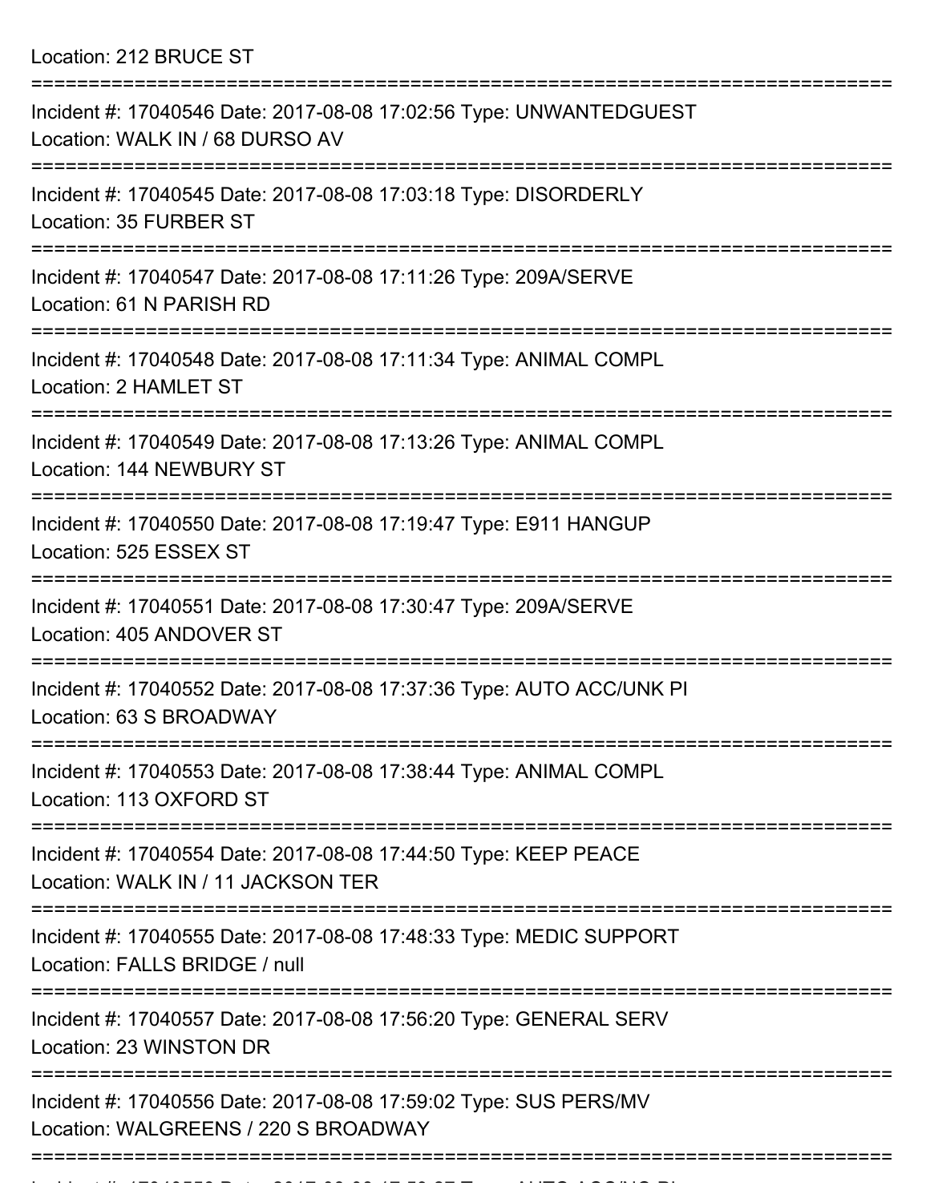Location: 212 BRUCE ST

===========================================================================

Incident #: 17040546 Date: 2017-08-08 17:02:56 Type: UNWANTEDGUEST
Location: WALK IN / 68 DURSO AV

===========================================================================

Incident #: 17040545 Date: 2017-08-08 17:03:18 Type: DISORDERLY
Location: 35 FURBER ST

===========================================================================

Incident #: 17040547 Date: 2017-08-08 17:11:26 Type: 209A/SERVE
Location: 61 N PARISH RD

===========================================================================

Incident #: 17040548 Date: 2017-08-08 17:11:34 Type: ANIMAL COMPL
Location: 2 HAMLET ST

===========================================================================

Incident #: 17040549 Date: 2017-08-08 17:13:26 Type: ANIMAL COMPL
Location: 144 NEWBURY ST

===========================================================================

Incident #: 17040550 Date: 2017-08-08 17:19:47 Type: E911 HANGUP
Location: 525 ESSEX ST

===========================================================================

Incident #: 17040551 Date: 2017-08-08 17:30:47 Type: 209A/SERVE
Location: 405 ANDOVER ST

===========================================================================

Incident #: 17040552 Date: 2017-08-08 17:37:36 Type: AUTO ACC/UNK PI
Location: 63 S BROADWAY

===========================================================================

Incident #: 17040553 Date: 2017-08-08 17:38:44 Type: ANIMAL COMPL
Location: 113 OXFORD ST

===========================================================================

Incident #: 17040554 Date: 2017-08-08 17:44:50 Type: KEEP PEACE
Location: WALK IN / 11 JACKSON TER

===========================================================================

Incident #: 17040555 Date: 2017-08-08 17:48:33 Type: MEDIC SUPPORT
Location: FALLS BRIDGE / null

===========================================================================

Incident #: 17040557 Date: 2017-08-08 17:56:20 Type: GENERAL SERV
Location: 23 WINSTON DR

===========================================================================

Incident #: 17040556 Date: 2017-08-08 17:59:02 Type: SUS PERS/MV
Location: WALGREENS / 220 S BROADWAY

===========================================================================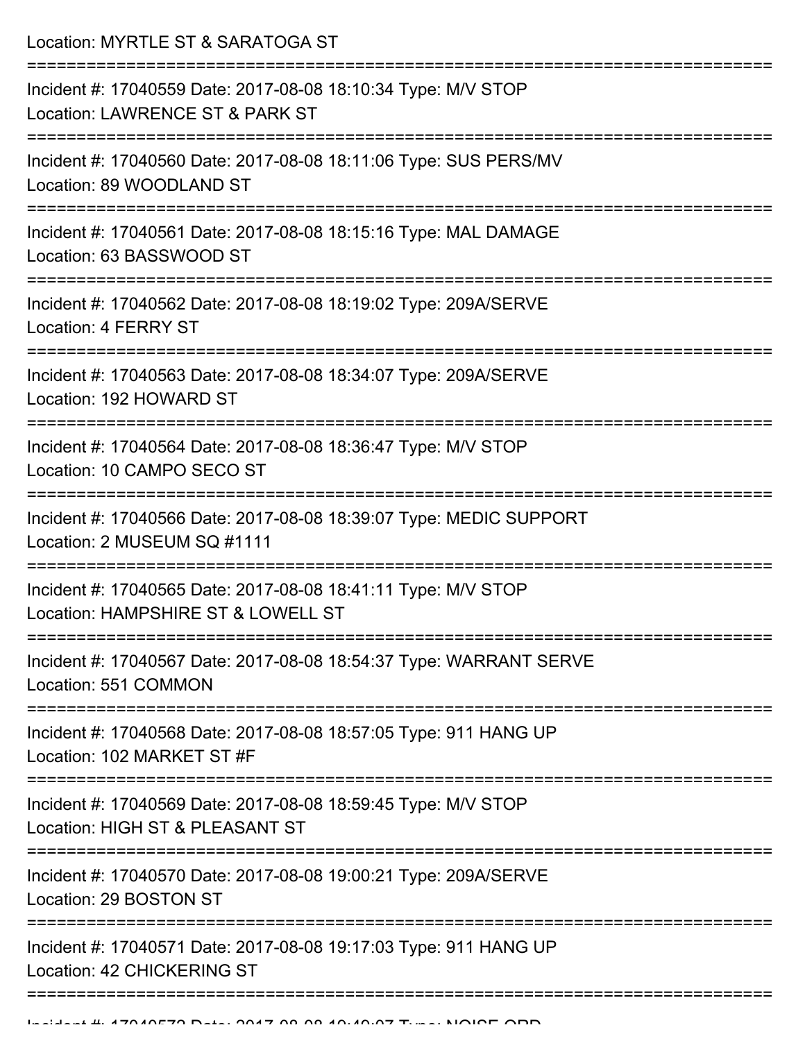Location: MYRTLE ST & SARATOGA ST

===========================================================================

Incident #: 17040559 Date: 2017-08-08 18:10:34 Type: M/V STOP
Location: LAWRENCE ST & PARK ST

===========================================================================

Incident #: 17040560 Date: 2017-08-08 18:11:06 Type: SUS PERS/MV
Location: 89 WOODLAND ST

===========================================================================

Incident #: 17040561 Date: 2017-08-08 18:15:16 Type: MAL DAMAGE
Location: 63 BASSWOOD ST

===========================================================================

Incident #: 17040562 Date: 2017-08-08 18:19:02 Type: 209A/SERVE
Location: 4 FERRY ST

===========================================================================

Incident #: 17040563 Date: 2017-08-08 18:34:07 Type: 209A/SERVE
Location: 192 HOWARD ST

===========================================================================

Incident #: 17040564 Date: 2017-08-08 18:36:47 Type: M/V STOP
Location: 10 CAMPO SECO ST

===========================================================================

Incident #: 17040566 Date: 2017-08-08 18:39:07 Type: MEDIC SUPPORT
Location: 2 MUSEUM SQ #1111

===========================================================================

Incident #: 17040565 Date: 2017-08-08 18:41:11 Type: M/V STOP
Location: HAMPSHIRE ST & LOWELL ST

===========================================================================

Incident #: 17040567 Date: 2017-08-08 18:54:37 Type: WARRANT SERVE
Location: 551 COMMON

===========================================================================

Incident #: 17040568 Date: 2017-08-08 18:57:05 Type: 911 HANG UP
Location: 102 MARKET ST #F

===========================================================================

Incident #: 17040569 Date: 2017-08-08 18:59:45 Type: M/V STOP
Location: HIGH ST & PLEASANT ST

===========================================================================

Incident #: 17040570 Date: 2017-08-08 19:00:21 Type: 209A/SERVE
Location: 29 BOSTON ST

===========================================================================

Incident #: 17040571 Date: 2017-08-08 19:17:03 Type: 911 HANG UP
Location: 42 CHICKERING ST

===========================================================================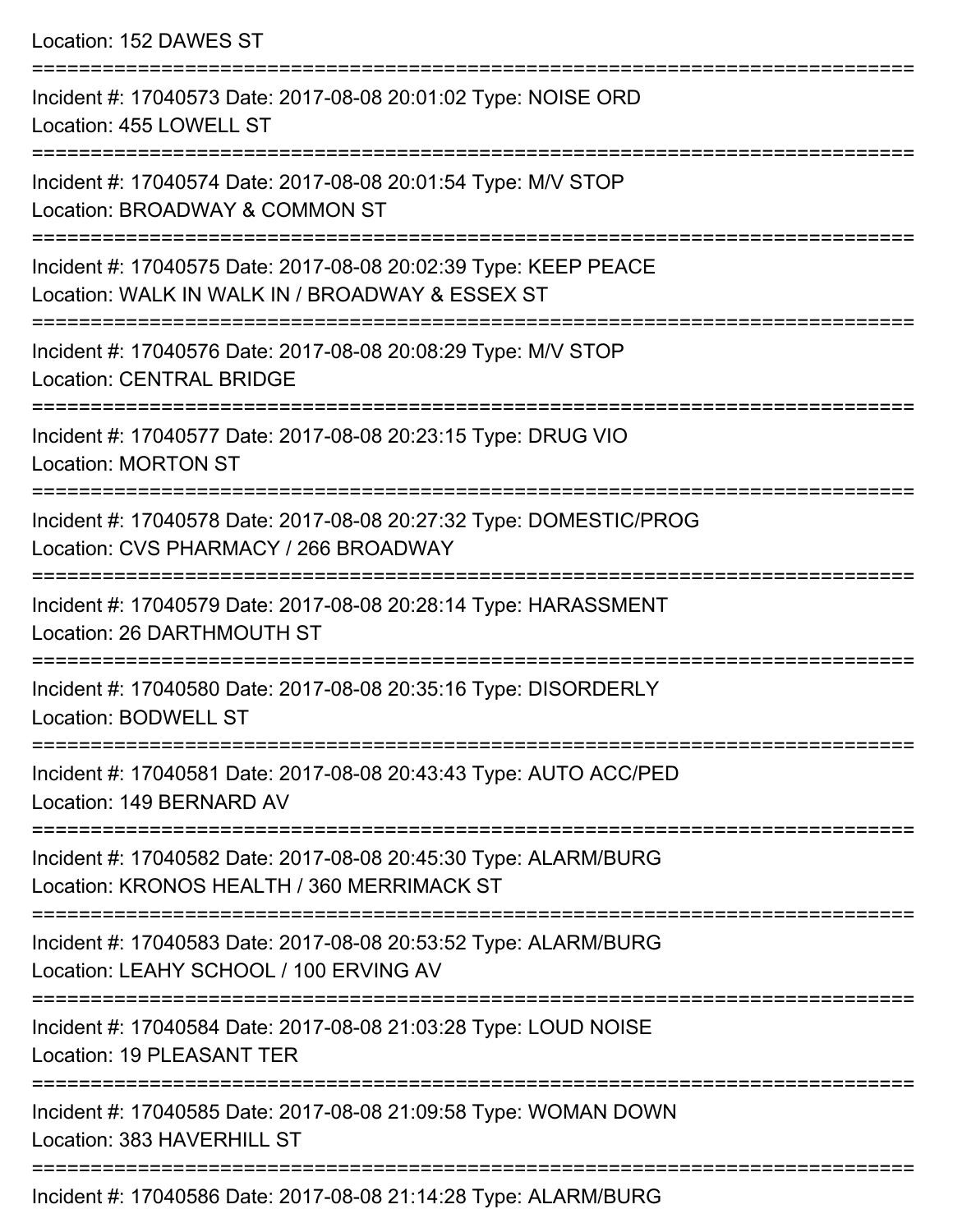Location: 152 DAWES ST

===========================================================================

Incident #: 17040573 Date: 2017-08-08 20:01:02 Type: NOISE ORD
Location: 455 LOWELL ST

===========================================================================

Incident #: 17040574 Date: 2017-08-08 20:01:54 Type: M/V STOP
Location: BROADWAY & COMMON ST

===========================================================================

Incident #: 17040575 Date: 2017-08-08 20:02:39 Type: KEEP PEACE
Location: WALK IN WALK IN / BROADWAY & ESSEX ST

===========================================================================

Incident #: 17040576 Date: 2017-08-08 20:08:29 Type: M/V STOP
Location: CENTRAL BRIDGE

===========================================================================

Incident #: 17040577 Date: 2017-08-08 20:23:15 Type: DRUG VIO
Location: MORTON ST

===========================================================================

Incident #: 17040578 Date: 2017-08-08 20:27:32 Type: DOMESTIC/PROG
Location: CVS PHARMACY / 266 BROADWAY

===========================================================================

Incident #: 17040579 Date: 2017-08-08 20:28:14 Type: HARASSMENT
Location: 26 DARTHMOUTH ST

===========================================================================

Incident #: 17040580 Date: 2017-08-08 20:35:16 Type: DISORDERLY
Location: BODWELL ST

===========================================================================

Incident #: 17040581 Date: 2017-08-08 20:43:43 Type: AUTO ACC/PED
Location: 149 BERNARD AV

===========================================================================

Incident #: 17040582 Date: 2017-08-08 20:45:30 Type: ALARM/BURG
Location: KRONOS HEALTH / 360 MERRIMACK ST

===========================================================================

Incident #: 17040583 Date: 2017-08-08 20:53:52 Type: ALARM/BURG
Location: LEAHY SCHOOL / 100 ERVING AV

===========================================================================

Incident #: 17040584 Date: 2017-08-08 21:03:28 Type: LOUD NOISE
Location: 19 PLEASANT TER

===========================================================================

Incident #: 17040585 Date: 2017-08-08 21:09:58 Type: WOMAN DOWN
Location: 383 HAVERHILL ST

===========================================================================

Incident #: 17040586 Date: 2017-08-08 21:14:28 Type: ALARM/BURG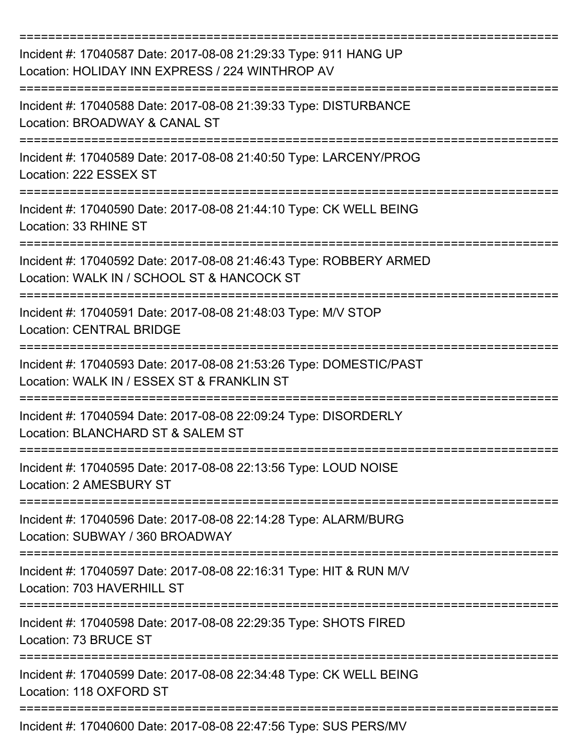===========================================================================

Incident #: 17040587 Date: 2017-08-08 21:29:33 Type: 911 HANG UP
Location: HOLIDAY INN EXPRESS / 224 WINTHROP AV

===========================================================================

Incident #: 17040588 Date: 2017-08-08 21:39:33 Type: DISTURBANCE
Location: BROADWAY & CANAL ST

===========================================================================

Incident #: 17040589 Date: 2017-08-08 21:40:50 Type: LARCENY/PROG
Location: 222 ESSEX ST

===========================================================================

Incident #: 17040590 Date: 2017-08-08 21:44:10 Type: CK WELL BEING
Location: 33 RHINE ST

===========================================================================

Incident #: 17040592 Date: 2017-08-08 21:46:43 Type: ROBBERY ARMED
Location: WALK IN / SCHOOL ST & HANCOCK ST

===========================================================================

Incident #: 17040591 Date: 2017-08-08 21:48:03 Type: M/V STOP
Location: CENTRAL BRIDGE

===========================================================================

Incident #: 17040593 Date: 2017-08-08 21:53:26 Type: DOMESTIC/PAST
Location: WALK IN / ESSEX ST & FRANKLIN ST

===========================================================================

Incident #: 17040594 Date: 2017-08-08 22:09:24 Type: DISORDERLY
Location: BLANCHARD ST & SALEM ST

===========================================================================

Incident #: 17040595 Date: 2017-08-08 22:13:56 Type: LOUD NOISE
Location: 2 AMESBURY ST

===========================================================================

Incident #: 17040596 Date: 2017-08-08 22:14:28 Type: ALARM/BURG
Location: SUBWAY / 360 BROADWAY

===========================================================================

Incident #: 17040597 Date: 2017-08-08 22:16:31 Type: HIT & RUN M/V
Location: 703 HAVERHILL ST

===========================================================================

Incident #: 17040598 Date: 2017-08-08 22:29:35 Type: SHOTS FIRED
Location: 73 BRUCE ST

===========================================================================

Incident #: 17040599 Date: 2017-08-08 22:34:48 Type: CK WELL BEING
Location: 118 OXFORD ST

===========================================================================

Incident #: 17040600 Date: 2017-08-08 22:47:56 Type: SUS PERS/MV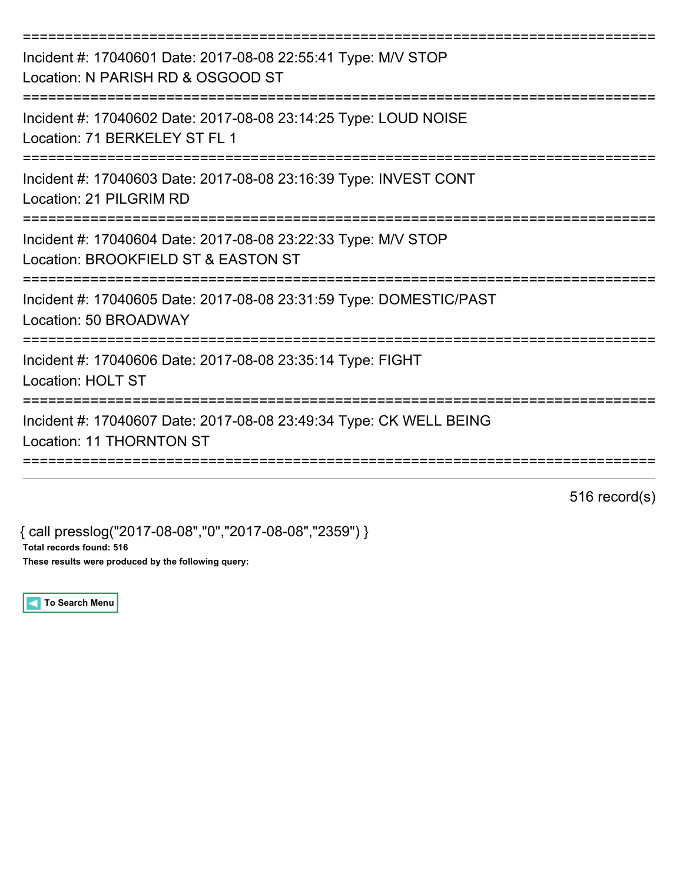===========================================================================

Incident #: 17040601 Date: 2017-08-08 22:55:41 Type: M/V STOP
Location: N PARISH RD & OSGOOD ST

===========================================================================

Incident #: 17040602 Date: 2017-08-08 23:14:25 Type: LOUD NOISE
Location: 71 BERKELEY ST FL 1

===========================================================================

Incident #: 17040603 Date: 2017-08-08 23:16:39 Type: INVEST CONT
Location: 21 PILGRIM RD

===========================================================================

Incident #: 17040604 Date: 2017-08-08 23:22:33 Type: M/V STOP
Location: BROOKFIELD ST & EASTON ST

===========================================================================

Incident #: 17040605 Date: 2017-08-08 23:31:59 Type: DOMESTIC/PAST
Location: 50 BROADWAY

===========================================================================

Incident #: 17040606 Date: 2017-08-08 23:35:14 Type: FIGHT
Location: HOLT ST

===========================================================================

Incident #: 17040607 Date: 2017-08-08 23:49:34 Type: CK WELL BEING
Location: 11 THORNTON ST

===========================================================================

516 record(s)

{ call presslog("2017-08-08","0","2017-08-08","2359") }

**Total records found: 516**

**These results were produced by the following query:**

To Search Menu